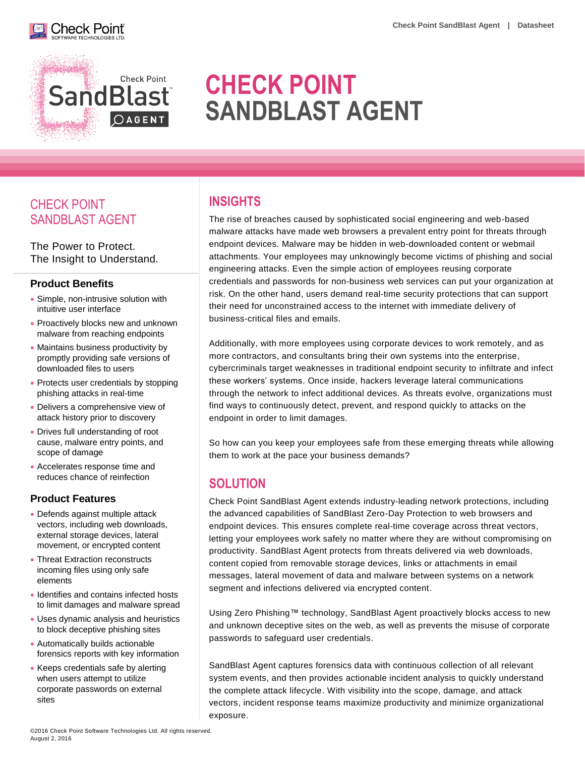# CHECK POINT SANDBLAST AGENT

## CHECK POINT SANDBLAST AGENT

The Power to Protect.
The Insight to Understand.

### Product Benefits

- Simple, non-intrusive solution with intuitive user interface
- Proactively blocks new and unknown malware from reaching endpoints
- Maintains business productivity by promptly providing safe versions of downloaded files to users
- Protects user credentials by stopping phishing attacks in real-time
- Delivers a comprehensive view of attack history prior to discovery
- Drives full understanding of root cause, malware entry points, and scope of damage
- Accelerates response time and reduces chance of reinfection

### Product Features

- Defends against multiple attack vectors, including web downloads, external storage devices, lateral movement, or encrypted content
- Threat Extraction reconstructs incoming files using only safe elements
- Identifies and contains infected hosts to limit damages and malware spread
- Uses dynamic analysis and heuristics to block deceptive phishing sites
- Automatically builds actionable forensics reports with key information
- Keeps credentials safe by alerting when users attempt to utilize corporate passwords on external sites

## INSIGHTS

The rise of breaches caused by sophisticated social engineering and web-based malware attacks have made web browsers a prevalent entry point for threats through endpoint devices. Malware may be hidden in web-downloaded content or webmail attachments. Your employees may unknowingly become victims of phishing and social engineering attacks. Even the simple action of employees reusing corporate credentials and passwords for non-business web services can put your organization at risk. On the other hand, users demand real-time security protections that can support their need for unconstrained access to the internet with immediate delivery of business-critical files and emails.

Additionally, with more employees using corporate devices to work remotely, and as more contractors, and consultants bring their own systems into the enterprise, cybercriminals target weaknesses in traditional endpoint security to infiltrate and infect these workers' systems. Once inside, hackers leverage lateral communications through the network to infect additional devices. As threats evolve, organizations must find ways to continuously detect, prevent, and respond quickly to attacks on the endpoint in order to limit damages.

So how can you keep your employees safe from these emerging threats while allowing them to work at the pace your business demands?

## SOLUTION

Check Point SandBlast Agent extends industry-leading network protections, including the advanced capabilities of SandBlast Zero-Day Protection to web browsers and endpoint devices. This ensures complete real-time coverage across threat vectors, letting your employees work safely no matter where they are without compromising on productivity. SandBlast Agent protects from threats delivered via web downloads, content copied from removable storage devices, links or attachments in email messages, lateral movement of data and malware between systems on a network segment and infections delivered via encrypted content.

Using Zero Phishing™ technology, SandBlast Agent proactively blocks access to new and unknown deceptive sites on the web, as well as prevents the misuse of corporate passwords to safeguard user credentials.

SandBlast Agent captures forensics data with continuous collection of all relevant system events, and then provides actionable incident analysis to quickly understand the complete attack lifecycle. With visibility into the scope, damage, and attack vectors, incident response teams maximize productivity and minimize organizational exposure.

©2016 Check Point Software Technologies Ltd. All rights reserved.
August 2, 2016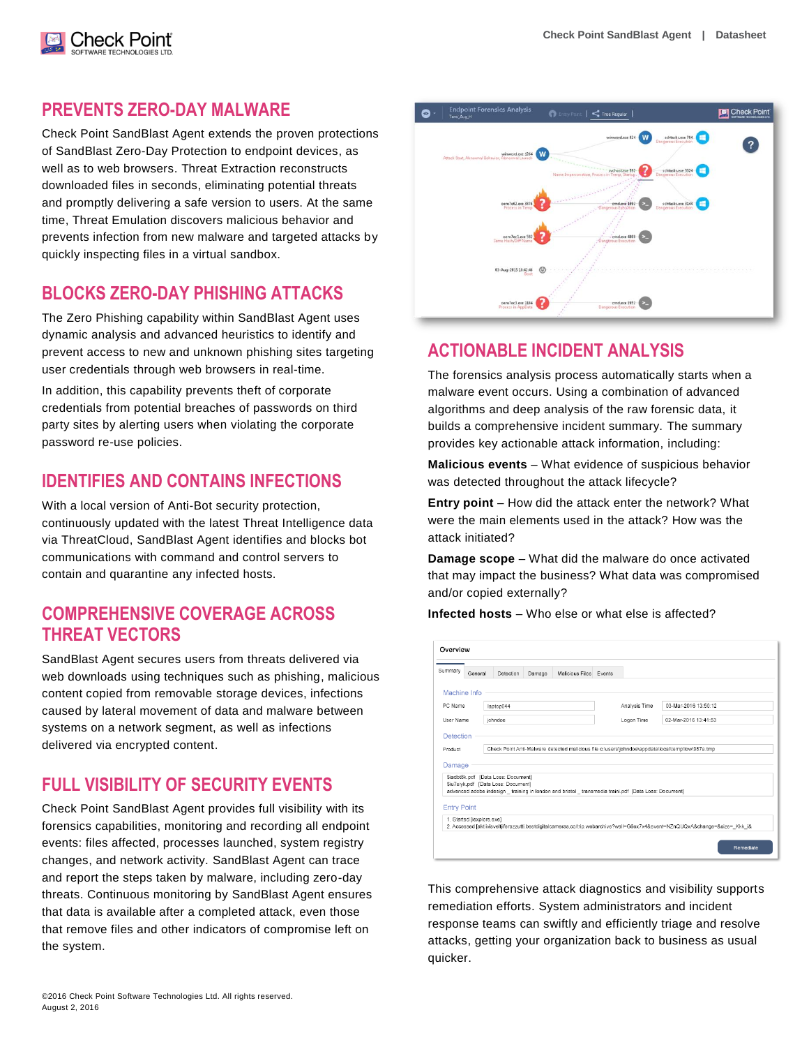## PREVENTS ZERO-DAY MALWARE

Check Point SandBlast Agent extends the proven protections of SandBlast Zero-Day Protection to endpoint devices, as well as to web browsers. Threat Extraction reconstructs downloaded files in seconds, eliminating potential threats and promptly delivering a safe version to users. At the same time, Threat Emulation discovers malicious behavior and prevents infection from new malware and targeted attacks by quickly inspecting files in a virtual sandbox.

## BLOCKS ZERO-DAY PHISHING ATTACKS

The Zero Phishing capability within SandBlast Agent uses dynamic analysis and advanced heuristics to identify and prevent access to new and unknown phishing sites targeting user credentials through web browsers in real-time.

In addition, this capability prevents theft of corporate credentials from potential breaches of passwords on third party sites by alerting users when violating the corporate password re-use policies.

## IDENTIFIES AND CONTAINS INFECTIONS

With a local version of Anti-Bot security protection, continuously updated with the latest Threat Intelligence data via ThreatCloud, SandBlast Agent identifies and blocks bot communications with command and control servers to contain and quarantine any infected hosts.

## COMPREHENSIVE COVERAGE ACROSS THREAT VECTORS

SandBlast Agent secures users from threats delivered via web downloads using techniques such as phishing, malicious content copied from removable storage devices, infections caused by lateral movement of data and malware between systems on a network segment, as well as infections delivered via encrypted content.

## FULL VISIBILITY OF SECURITY EVENTS

Check Point SandBlast Agent provides full visibility with its forensics capabilities, monitoring and recording all endpoint events: files affected, processes launched, system registry changes, and network activity. SandBlast Agent can trace and report the steps taken by malware, including zero-day threats. Continuous monitoring by SandBlast Agent ensures that data is available after a completed attack, even those that remove files and other indicators of compromise left on the system.

## ACTIONABLE INCIDENT ANALYSIS

The forensics analysis process automatically starts when a malware event occurs. Using a combination of advanced algorithms and deep analysis of the raw forensic data, it builds a comprehensive incident summary. The summary provides key actionable attack information, including:

**Malicious events** – What evidence of suspicious behavior was detected throughout the attack lifecycle?

**Entry point** – How did the attack enter the network? What were the main elements used in the attack? How was the attack initiated?

**Damage scope** – What did the malware do once activated that may impact the business? What data was compromised and/or copied externally?

**Infected hosts** – Who else or what else is affected?

This comprehensive attack diagnostics and visibility supports remediation efforts. System administrators and incident response teams can swiftly and efficiently triage and resolve attacks, getting your organization back to business as usual quicker.

©2016 Check Point Software Technologies Ltd. All rights reserved.
August 2, 2016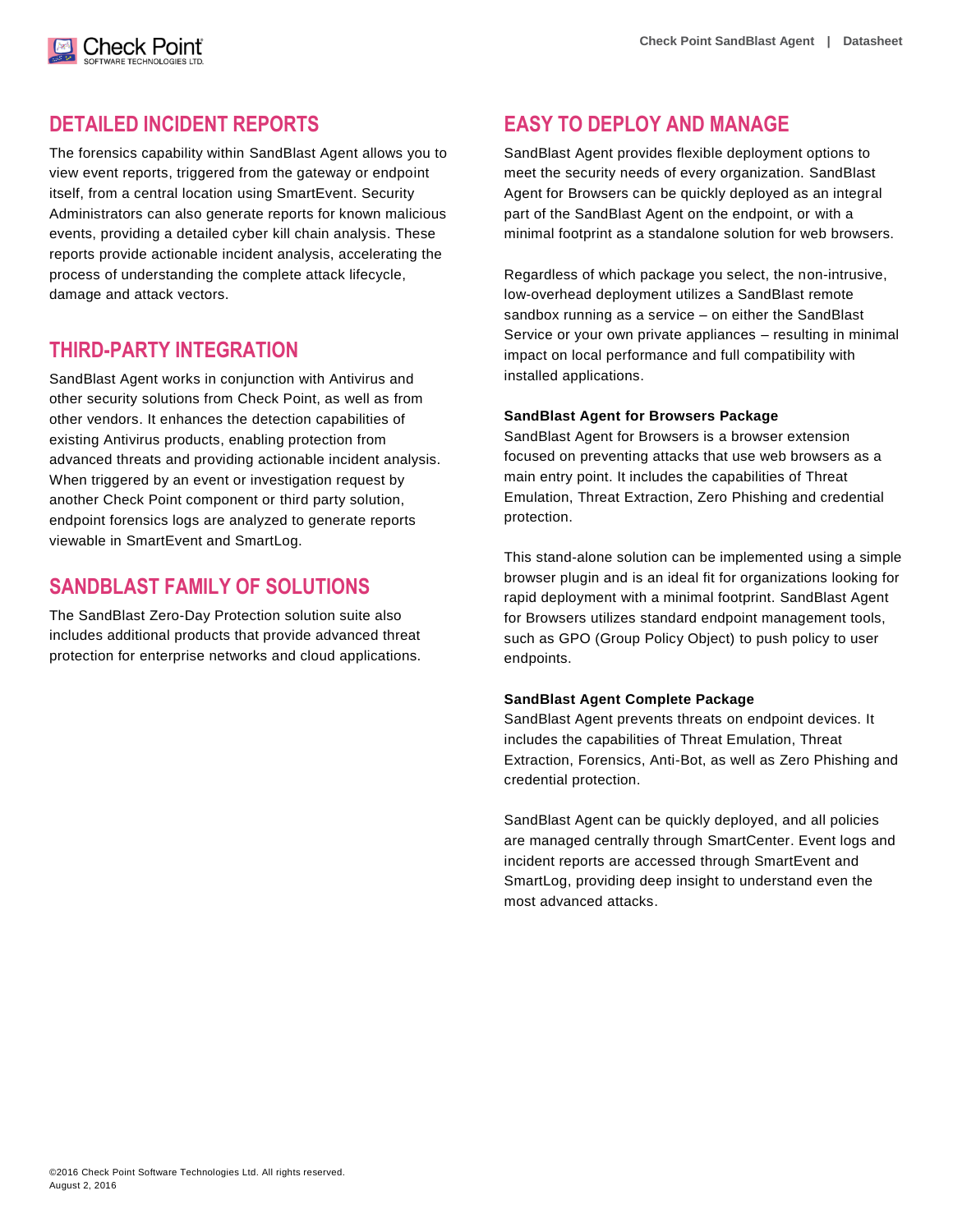## DETAILED INCIDENT REPORTS

The forensics capability within SandBlast Agent allows you to view event reports, triggered from the gateway or endpoint itself, from a central location using SmartEvent. Security Administrators can also generate reports for known malicious events, providing a detailed cyber kill chain analysis. These reports provide actionable incident analysis, accelerating the process of understanding the complete attack lifecycle, damage and attack vectors.

## THIRD-PARTY INTEGRATION

SandBlast Agent works in conjunction with Antivirus and other security solutions from Check Point, as well as from other vendors. It enhances the detection capabilities of existing Antivirus products, enabling protection from advanced threats and providing actionable incident analysis. When triggered by an event or investigation request by another Check Point component or third party solution, endpoint forensics logs are analyzed to generate reports viewable in SmartEvent and SmartLog.

## SANDBLAST FAMILY OF SOLUTIONS

The SandBlast Zero-Day Protection solution suite also includes additional products that provide advanced threat protection for enterprise networks and cloud applications.

## EASY TO DEPLOY AND MANAGE

SandBlast Agent provides flexible deployment options to meet the security needs of every organization. SandBlast Agent for Browsers can be quickly deployed as an integral part of the SandBlast Agent on the endpoint, or with a minimal footprint as a standalone solution for web browsers.

Regardless of which package you select, the non-intrusive, low-overhead deployment utilizes a SandBlast remote sandbox running as a service – on either the SandBlast Service or your own private appliances – resulting in minimal impact on local performance and full compatibility with installed applications.

**SandBlast Agent for Browsers Package**
SandBlast Agent for Browsers is a browser extension focused on preventing attacks that use web browsers as a main entry point. It includes the capabilities of Threat Emulation, Threat Extraction, Zero Phishing and credential protection.

This stand-alone solution can be implemented using a simple browser plugin and is an ideal fit for organizations looking for rapid deployment with a minimal footprint. SandBlast Agent for Browsers utilizes standard endpoint management tools, such as GPO (Group Policy Object) to push policy to user endpoints.

**SandBlast Agent Complete Package**
SandBlast Agent prevents threats on endpoint devices. It includes the capabilities of Threat Emulation, Threat Extraction, Forensics, Anti-Bot, as well as Zero Phishing and credential protection.

SandBlast Agent can be quickly deployed, and all policies are managed centrally through SmartCenter. Event logs and incident reports are accessed through SmartEvent and SmartLog, providing deep insight to understand even the most advanced attacks.

©2016 Check Point Software Technologies Ltd. All rights reserved.
August 2, 2016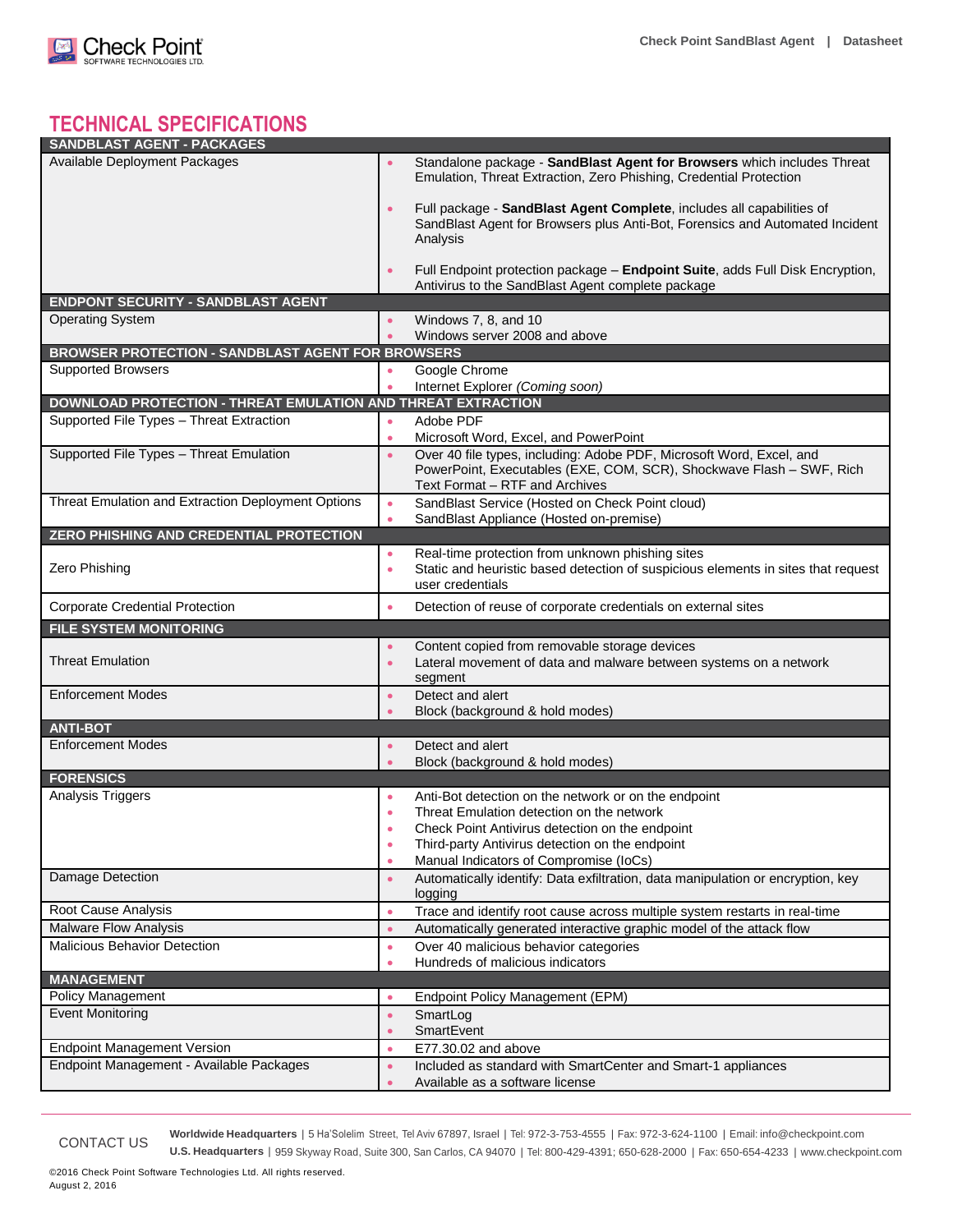# TECHNICAL SPECIFICATIONS

| | |
|---|---|
| **SANDBLAST AGENT - PACKAGES** | |
| Available Deployment Packages | • Standalone package - **SandBlast Agent for Browsers** which includes Threat Emulation, Threat Extraction, Zero Phishing, Credential Protection<br>• Full package - **SandBlast Agent Complete**, includes all capabilities of SandBlast Agent for Browsers plus Anti-Bot, Forensics and Automated Incident Analysis<br>• Full Endpoint protection package – **Endpoint Suite**, adds Full Disk Encryption, Antivirus to the SandBlast Agent complete package |
| **ENDPONT SECURITY - SANDBLAST AGENT** | |
| Operating System | • Windows 7, 8, and 10<br>• Windows server 2008 and above |
| **BROWSER PROTECTION - SANDBLAST AGENT FOR BROWSERS** | |
| Supported Browsers | • Google Chrome<br>• Internet Explorer *(Coming soon)* |
| **DOWNLOAD PROTECTION - THREAT EMULATION AND THREAT EXTRACTION** | |
| Supported File Types – Threat Extraction | • Adobe PDF<br>• Microsoft Word, Excel, and PowerPoint |
| Supported File Types – Threat Emulation | • Over 40 file types, including: Adobe PDF, Microsoft Word, Excel, and PowerPoint, Executables (EXE, COM, SCR), Shockwave Flash – SWF, Rich Text Format – RTF and Archives |
| Threat Emulation and Extraction Deployment Options | • SandBlast Service (Hosted on Check Point cloud)<br>• SandBlast Appliance (Hosted on-premise) |
| **ZERO PHISHING AND CREDENTIAL PROTECTION** | |
| Zero Phishing | • Real-time protection from unknown phishing sites<br>• Static and heuristic based detection of suspicious elements in sites that request user credentials |
| Corporate Credential Protection | • Detection of reuse of corporate credentials on external sites |
| **FILE SYSTEM MONITORING** | |
| Threat Emulation | • Content copied from removable storage devices<br>• Lateral movement of data and malware between systems on a network segment |
| Enforcement Modes | • Detect and alert<br>• Block (background & hold modes) |
| **ANTI-BOT** | |
| Enforcement Modes | • Detect and alert<br>• Block (background & hold modes) |
| **FORENSICS** | |
| Analysis Triggers | • Anti-Bot detection on the network or on the endpoint<br>• Threat Emulation detection on the network<br>• Check Point Antivirus detection on the endpoint<br>• Third-party Antivirus detection on the endpoint<br>• Manual Indicators of Compromise (IoCs) |
| Damage Detection | • Automatically identify: Data exfiltration, data manipulation or encryption, key logging |
| Root Cause Analysis | • Trace and identify root cause across multiple system restarts in real-time |
| Malware Flow Analysis | • Automatically generated interactive graphic model of the attack flow |
| Malicious Behavior Detection | • Over 40 malicious behavior categories<br>• Hundreds of malicious indicators |
| **MANAGEMENT** | |
| Policy Management | • Endpoint Policy Management (EPM) |
| Event Monitoring | • SmartLog<br>• SmartEvent |
| Endpoint Management Version | • E77.30.02 and above |
| Endpoint Management - Available Packages | • Included as standard with SmartCenter and Smart-1 appliances<br>• Available as a software license |

CONTACT US

**Worldwide Headquarters** | 5 Ha'Solelim Street, Tel Aviv 67897, Israel | Tel: 972-3-753-4555 | Fax: 972-3-624-1100 | Email: info@checkpoint.com
**U.S. Headquarters** | 959 Skyway Road, Suite 300, San Carlos, CA 94070 | Tel: 800-429-4391; 650-628-2000 | Fax: 650-654-4233 | www.checkpoint.com

©2016 Check Point Software Technologies Ltd. All rights reserved.
August 2, 2016